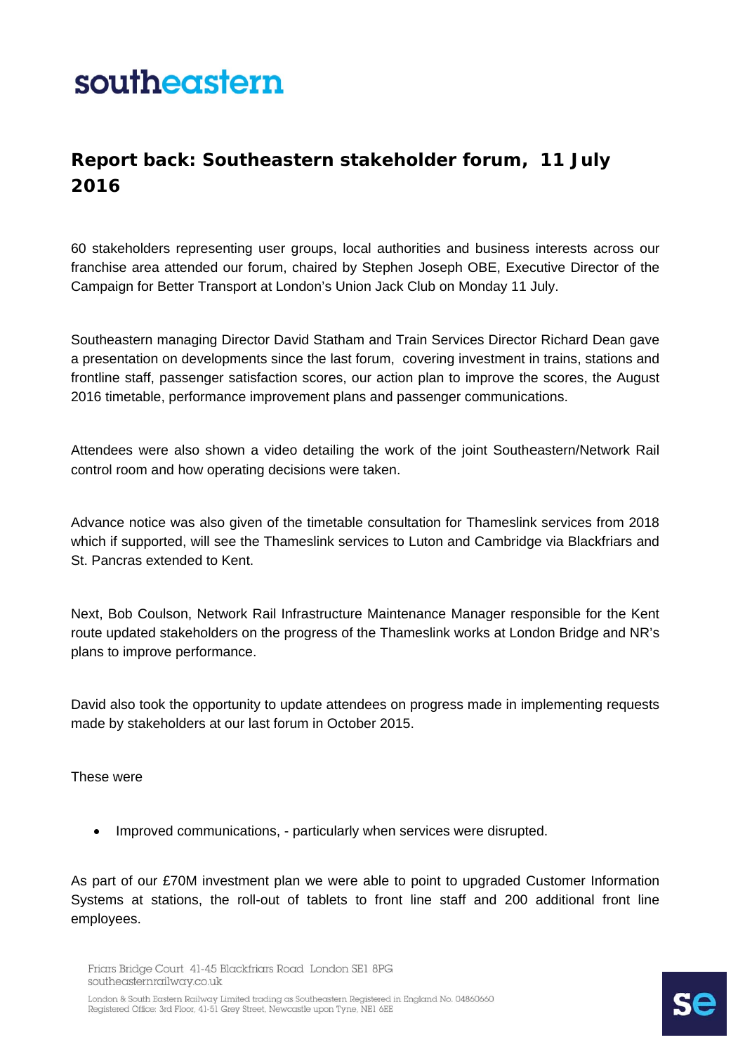southeastern

# Report back: Southeastern stakeholder forum, 11 July 2016

60 stakeholders representing user groups, local authorities and business interests across our franchise area attended our forum, chaired by Stephen Joseph OBE, Executive Director of the Campaign for Better Transport at London's Union Jack Club on Monday 11 July.

Southeastern managing Director David Statham and Train Services Director Richard Dean gave a presentation on developments since the last forum, covering investment in trains, stations and frontline staff, passenger satisfaction scores, our action plan to improve the scores, the August 2016 timetable, performance improvement plans and passenger communications.

Attendees were also shown a video detailing the work of the joint Southeastern/Network Rail control room and how operating decisions were taken.

Advance notice was also given of the timetable consultation for Thameslink services from 2018 which if supported, will see the Thameslink services to Luton and Cambridge via Blackfriars and St. Pancras extended to Kent.

Next, Bob Coulson, Network Rail Infrastructure Maintenance Manager responsible for the Kent route updated stakeholders on the progress of the Thameslink works at London Bridge and NR's plans to improve performance.

David also took the opportunity to update attendees on progress made in implementing requests made by stakeholders at our last forum in October 2015.

These were

- Improved communications, - particularly when services were disrupted.

As part of our £70M investment plan we were able to point to upgraded Customer Information Systems at stations, the roll-out of tablets to front line staff and 200 additional front line employees.

Friars Bridge Court 41-45 Blackfriars Road London SE1 8PG
southeasternrailway.co.uk

London & South Eastern Railway Limited trading as Southeastern Registered in England No. 04860660
Registered Office: 3rd Floor, 41-51 Grey Street, Newcastle upon Tyne, NE1 6EE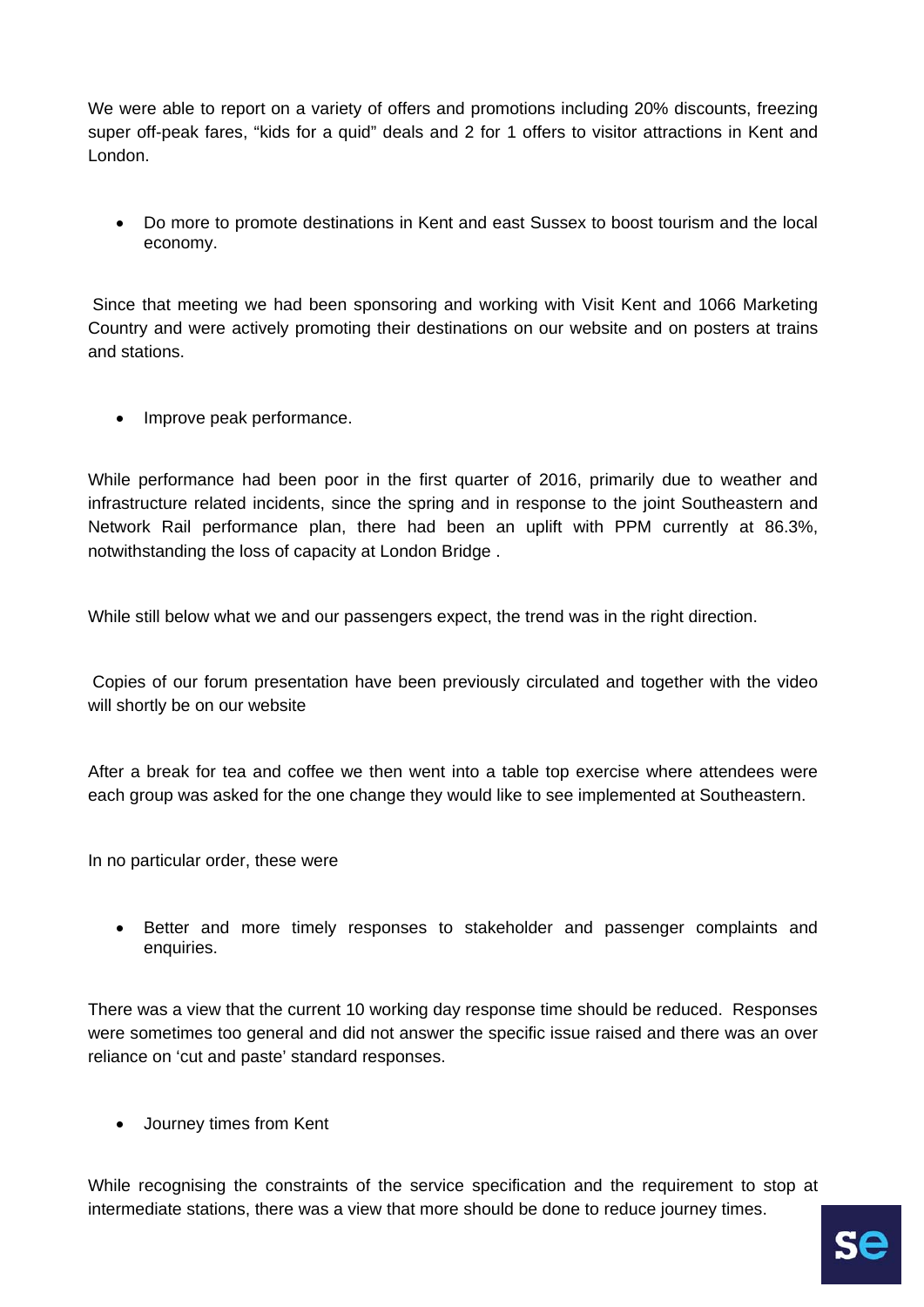We were able to report on a variety of offers and promotions including 20% discounts, freezing super off-peak fares, "kids for a quid" deals and 2 for 1 offers to visitor attractions in Kent and London.

- Do more to promote destinations in Kent and east Sussex to boost tourism and the local economy.

Since that meeting we had been sponsoring and working with Visit Kent and 1066 Marketing Country and were actively promoting their destinations on our website and on posters at trains and stations.

- Improve peak performance.

While performance had been poor in the first quarter of 2016, primarily due to weather and infrastructure related incidents, since the spring and in response to the joint Southeastern and Network Rail performance plan, there had been an uplift with PPM currently at 86.3%, notwithstanding the loss of capacity at London Bridge .

While still below what we and our passengers expect, the trend was in the right direction.

Copies of our forum presentation have been previously circulated and together with the video will shortly be on our website

After a break for tea and coffee we then went into a table top exercise where attendees were each group was asked for the one change they would like to see implemented at Southeastern.

In no particular order, these were

- Better and more timely responses to stakeholder and passenger complaints and enquiries.

There was a view that the current 10 working day response time should be reduced. Responses were sometimes too general and did not answer the specific issue raised and there was an over reliance on 'cut and paste' standard responses.

- Journey times from Kent

While recognising the constraints of the service specification and the requirement to stop at intermediate stations, there was a view that more should be done to reduce journey times.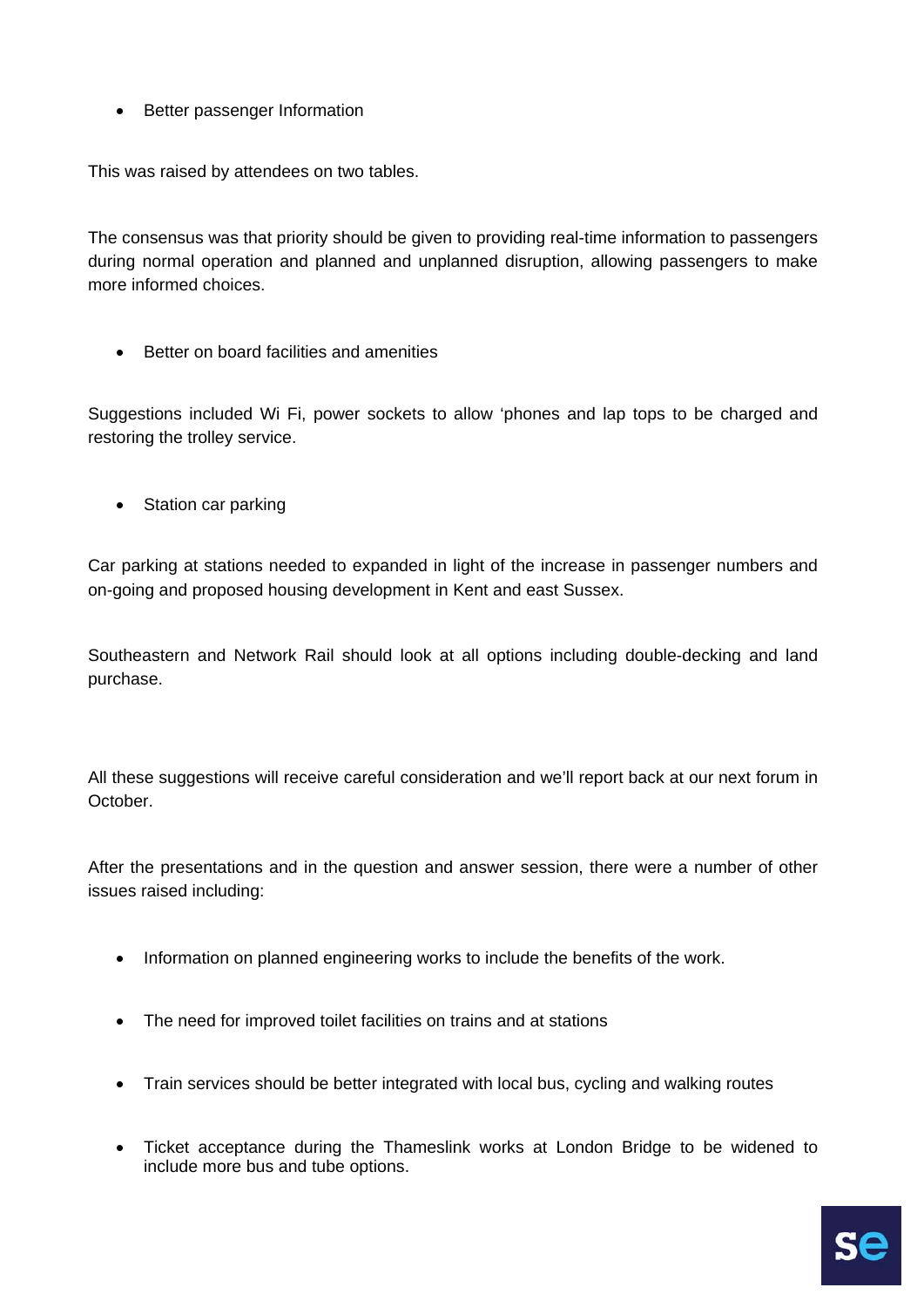- Better passenger Information

This was raised by attendees on two tables.

The consensus was that priority should be given to providing real-time information to passengers during normal operation and planned and unplanned disruption, allowing passengers to make more informed choices.

- Better on board facilities and amenities

Suggestions included Wi Fi, power sockets to allow 'phones and lap tops to be charged and restoring the trolley service.

- Station car parking

Car parking at stations needed to expanded in light of the increase in passenger numbers and on-going and proposed housing development in Kent and east Sussex.

Southeastern and Network Rail should look at all options including double-decking and land purchase.

All these suggestions will receive careful consideration and we'll report back at our next forum in October.

After the presentations and in the question and answer session, there were a number of other issues raised including:

- Information on planned engineering works to include the benefits of the work.
- The need for improved toilet facilities on trains and at stations
- Train services should be better integrated with local bus, cycling and walking routes
- Ticket acceptance during the Thameslink works at London Bridge to be widened to include more bus and tube options.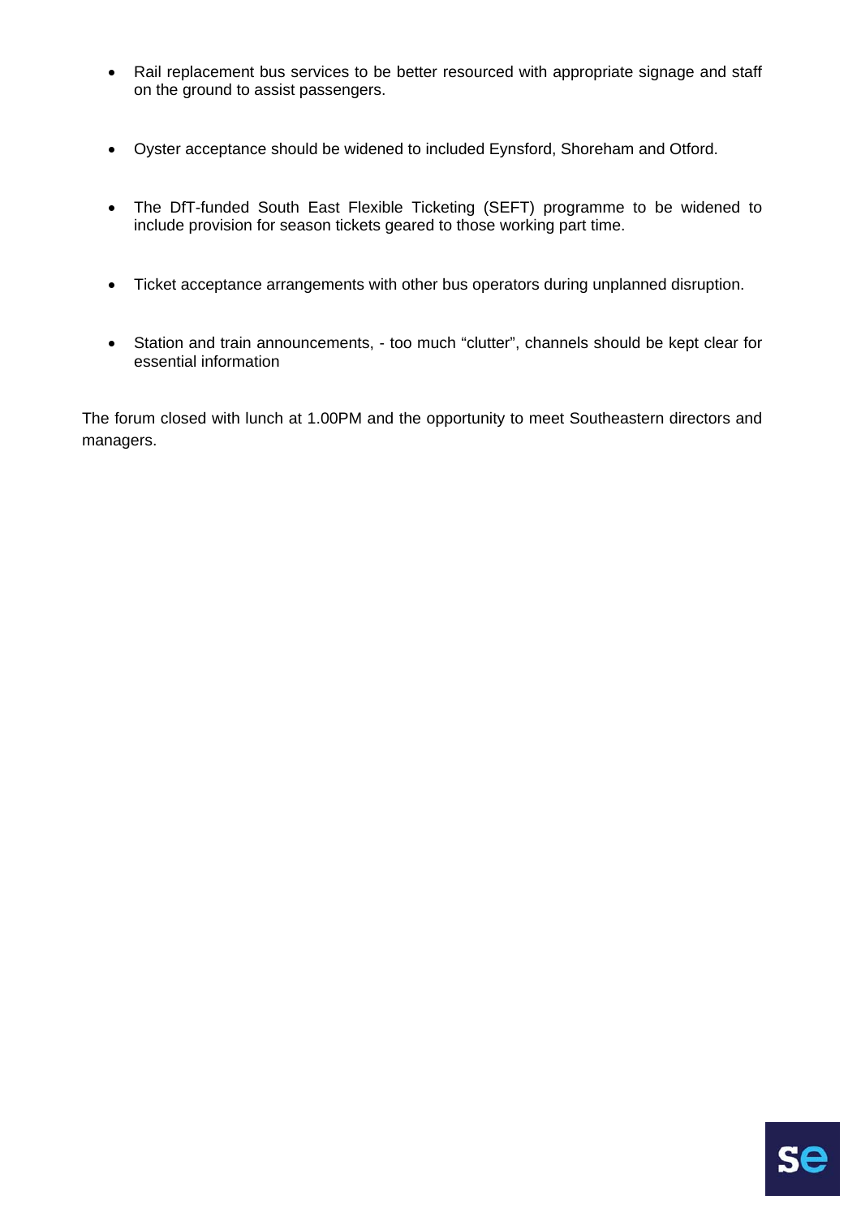- Rail replacement bus services to be better resourced with appropriate signage and staff on the ground to assist passengers.

- Oyster acceptance should be widened to included Eynsford, Shoreham and Otford.

- The DfT-funded South East Flexible Ticketing (SEFT) programme to be widened to include provision for season tickets geared to those working part time.

- Ticket acceptance arrangements with other bus operators during unplanned disruption.

- Station and train announcements, - too much "clutter", channels should be kept clear for essential information

The forum closed with lunch at 1.00PM and the opportunity to meet Southeastern directors and managers.